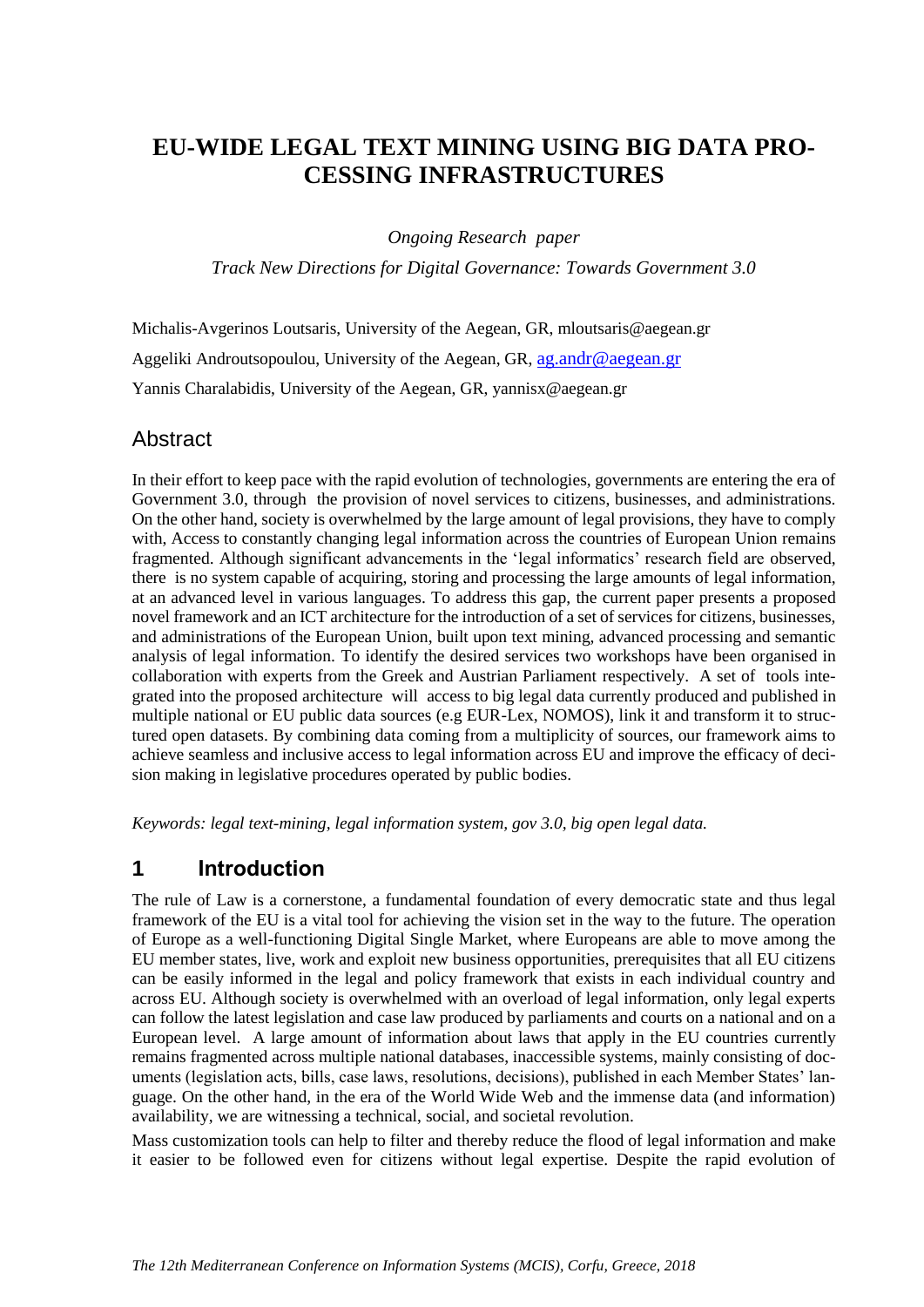# EU-WIDE LEGAL TEXT MINING USING BIG DATA PROCESSING INFRASTRUCTURES

*Ongoing Research paper*

*Track New Directions for Digital Governance: Towards Government 3.0*

Michalis-Avgerinos Loutsaris, University of the Aegean, GR, mloutsaris@aegean.gr

Aggeliki Androutsopoulou, University of the Aegean, GR, ag.andr@aegean.gr

Yannis Charalabidis, University of the Aegean, GR, yannisx@aegean.gr

## Abstract

In their effort to keep pace with the rapid evolution of technologies, governments are entering the era of Government 3.0, through the provision of novel services to citizens, businesses, and administrations. On the other hand, society is overwhelmed by the large amount of legal provisions, they have to comply with, Access to constantly changing legal information across the countries of European Union remains fragmented. Although significant advancements in the 'legal informatics' research field are observed, there is no system capable of acquiring, storing and processing the large amounts of legal information, at an advanced level in various languages. To address this gap, the current paper presents a proposed novel framework and an ICT architecture for the introduction of a set of services for citizens, businesses, and administrations of the European Union, built upon text mining, advanced processing and semantic analysis of legal information. To identify the desired services two workshops have been organised in collaboration with experts from the Greek and Austrian Parliament respectively. A set of tools integrated into the proposed architecture will access to big legal data currently produced and published in multiple national or EU public data sources (e.g EUR-Lex, NOMOS), link it and transform it to structured open datasets. By combining data coming from a multiplicity of sources, our framework aims to achieve seamless and inclusive access to legal information across EU and improve the efficacy of decision making in legislative procedures operated by public bodies.

*Keywords: legal text-mining, legal information system, gov 3.0, big open legal data.*

## 1 Introduction

The rule of Law is a cornerstone, a fundamental foundation of every democratic state and thus legal framework of the EU is a vital tool for achieving the vision set in the way to the future. The operation of Europe as a well-functioning Digital Single Market, where Europeans are able to move among the EU member states, live, work and exploit new business opportunities, prerequisites that all EU citizens can be easily informed in the legal and policy framework that exists in each individual country and across EU. Although society is overwhelmed with an overload of legal information, only legal experts can follow the latest legislation and case law produced by parliaments and courts on a national and on a European level. A large amount of information about laws that apply in the EU countries currently remains fragmented across multiple national databases, inaccessible systems, mainly consisting of documents (legislation acts, bills, case laws, resolutions, decisions), published in each Member States' language. On the other hand, in the era of the World Wide Web and the immense data (and information) availability, we are witnessing a technical, social, and societal revolution.

Mass customization tools can help to filter and thereby reduce the flood of legal information and make it easier to be followed even for citizens without legal expertise. Despite the rapid evolution of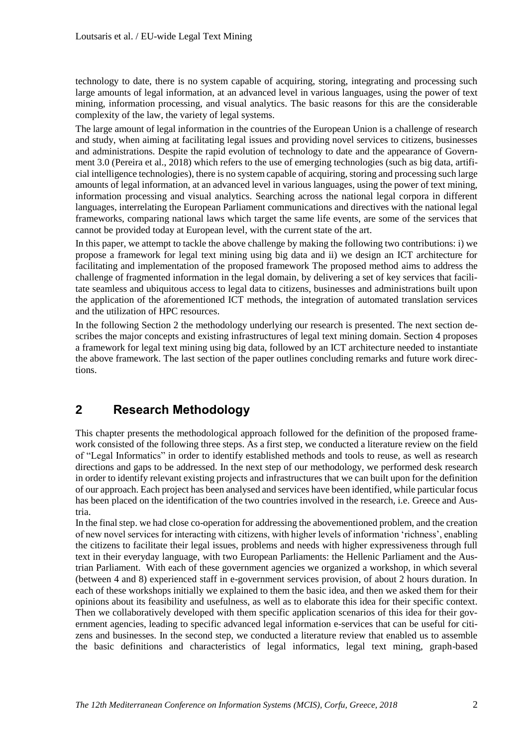technology to date, there is no system capable of acquiring, storing, integrating and processing such large amounts of legal information, at an advanced level in various languages, using the power of text mining, information processing, and visual analytics. The basic reasons for this are the considerable complexity of the law, the variety of legal systems.

The large amount of legal information in the countries of the European Union is a challenge of research and study, when aiming at facilitating legal issues and providing novel services to citizens, businesses and administrations. Despite the rapid evolution of technology to date and the appearance of Government 3.0 (Pereira et al., 2018) which refers to the use of emerging technologies (such as big data, artificial intelligence technologies), there is no system capable of acquiring, storing and processing such large amounts of legal information, at an advanced level in various languages, using the power of text mining, information processing and visual analytics. Searching across the national legal corpora in different languages, interrelating the European Parliament communications and directives with the national legal frameworks, comparing national laws which target the same life events, are some of the services that cannot be provided today at European level, with the current state of the art.

In this paper, we attempt to tackle the above challenge by making the following two contributions: i) we propose a framework for legal text mining using big data and ii) we design an ICT architecture for facilitating and implementation of the proposed framework The proposed method aims to address the challenge of fragmented information in the legal domain, by delivering a set of key services that facilitate seamless and ubiquitous access to legal data to citizens, businesses and administrations built upon the application of the aforementioned ICT methods, the integration of automated translation services and the utilization of HPC resources.

In the following Section 2 the methodology underlying our research is presented. The next section describes the major concepts and existing infrastructures of legal text mining domain. Section 4 proposes a framework for legal text mining using big data, followed by an ICT architecture needed to instantiate the above framework. The last section of the paper outlines concluding remarks and future work directions.

## 2 Research Methodology

This chapter presents the methodological approach followed for the definition of the proposed framework consisted of the following three steps. As a first step, we conducted a literature review on the field of "Legal Informatics" in order to identify established methods and tools to reuse, as well as research directions and gaps to be addressed. In the next step of our methodology, we performed desk research in order to identify relevant existing projects and infrastructures that we can built upon for the definition of our approach. Each project has been analysed and services have been identified, while particular focus has been placed on the identification of the two countries involved in the research, i.e. Greece and Austria.

In the final step. we had close co-operation for addressing the abovementioned problem, and the creation of new novel services for interacting with citizens, with higher levels of information 'richness', enabling the citizens to facilitate their legal issues, problems and needs with higher expressiveness through full text in their everyday language, with two European Parliaments: the Hellenic Parliament and the Austrian Parliament. With each of these government agencies we organized a workshop, in which several (between 4 and 8) experienced staff in e-government services provision, of about 2 hours duration. In each of these workshops initially we explained to them the basic idea, and then we asked them for their opinions about its feasibility and usefulness, as well as to elaborate this idea for their specific context. Then we collaboratively developed with them specific application scenarios of this idea for their government agencies, leading to specific advanced legal information e-services that can be useful for citizens and businesses. In the second step, we conducted a literature review that enabled us to assemble the basic definitions and characteristics of legal informatics, legal text mining, graph-based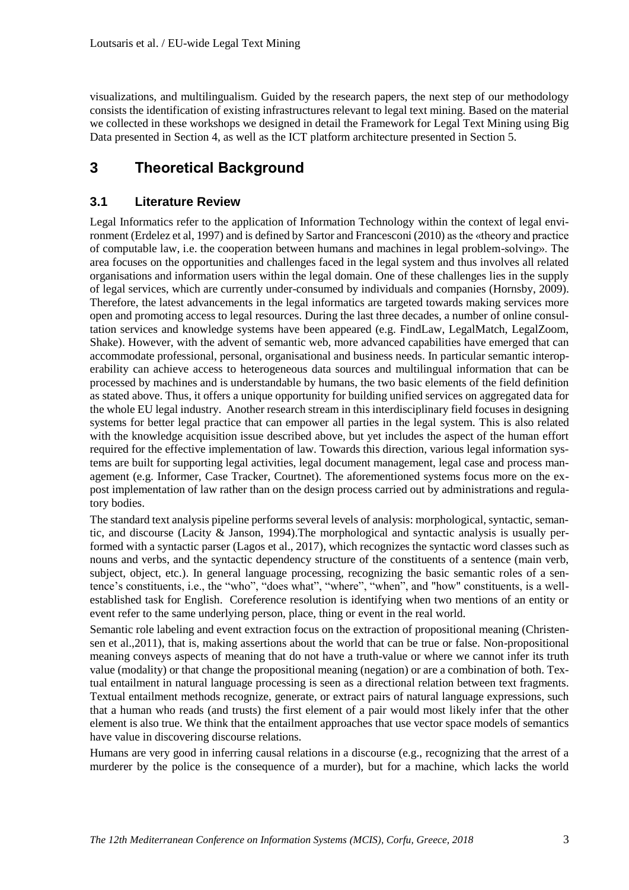visualizations, and multilingualism. Guided by the research papers, the next step of our methodology consists the identification of existing infrastructures relevant to legal text mining. Based on the material we collected in these workshops we designed in detail the Framework for Legal Text Mining using Big Data presented in Section 4, as well as the ICT platform architecture presented in Section 5.

# 3 Theoretical Background

## 3.1 Literature Review

Legal Informatics refer to the application of Information Technology within the context of legal environment (Erdelez et al, 1997) and is defined by Sartor and Francesconi (2010) as the «theory and practice of computable law, i.e. the cooperation between humans and machines in legal problem-solving». The area focuses on the opportunities and challenges faced in the legal system and thus involves all related organisations and information users within the legal domain. One of these challenges lies in the supply of legal services, which are currently under-consumed by individuals and companies (Hornsby, 2009). Therefore, the latest advancements in the legal informatics are targeted towards making services more open and promoting access to legal resources. During the last three decades, a number of online consultation services and knowledge systems have been appeared (e.g. FindLaw, LegalMatch, LegalZoom, Shake). However, with the advent of semantic web, more advanced capabilities have emerged that can accommodate professional, personal, organisational and business needs. In particular semantic interoperability can achieve access to heterogeneous data sources and multilingual information that can be processed by machines and is understandable by humans, the two basic elements of the field definition as stated above. Thus, it offers a unique opportunity for building unified services on aggregated data for the whole EU legal industry. Another research stream in this interdisciplinary field focuses in designing systems for better legal practice that can empower all parties in the legal system. This is also related with the knowledge acquisition issue described above, but yet includes the aspect of the human effort required for the effective implementation of law. Towards this direction, various legal information systems are built for supporting legal activities, legal document management, legal case and process management (e.g. Informer, Case Tracker, Courtnet). The aforementioned systems focus more on the ex-post implementation of law rather than on the design process carried out by administrations and regulatory bodies.

The standard text analysis pipeline performs several levels of analysis: morphological, syntactic, semantic, and discourse (Lacity & Janson, 1994).The morphological and syntactic analysis is usually performed with a syntactic parser (Lagos et al., 2017), which recognizes the syntactic word classes such as nouns and verbs, and the syntactic dependency structure of the constituents of a sentence (main verb, subject, object, etc.). In general language processing, recognizing the basic semantic roles of a sentence's constituents, i.e., the "who", "does what", "where", "when", and "how" constituents, is a well-established task for English. Coreference resolution is identifying when two mentions of an entity or event refer to the same underlying person, place, thing or event in the real world.

Semantic role labeling and event extraction focus on the extraction of propositional meaning (Christensen et al.,2011), that is, making assertions about the world that can be true or false. Non-propositional meaning conveys aspects of meaning that do not have a truth-value or where we cannot infer its truth value (modality) or that change the propositional meaning (negation) or are a combination of both. Textual entailment in natural language processing is seen as a directional relation between text fragments. Textual entailment methods recognize, generate, or extract pairs of natural language expressions, such that a human who reads (and trusts) the first element of a pair would most likely infer that the other element is also true. We think that the entailment approaches that use vector space models of semantics have value in discovering discourse relations.

Humans are very good in inferring causal relations in a discourse (e.g., recognizing that the arrest of a murderer by the police is the consequence of a murder), but for a machine, which lacks the world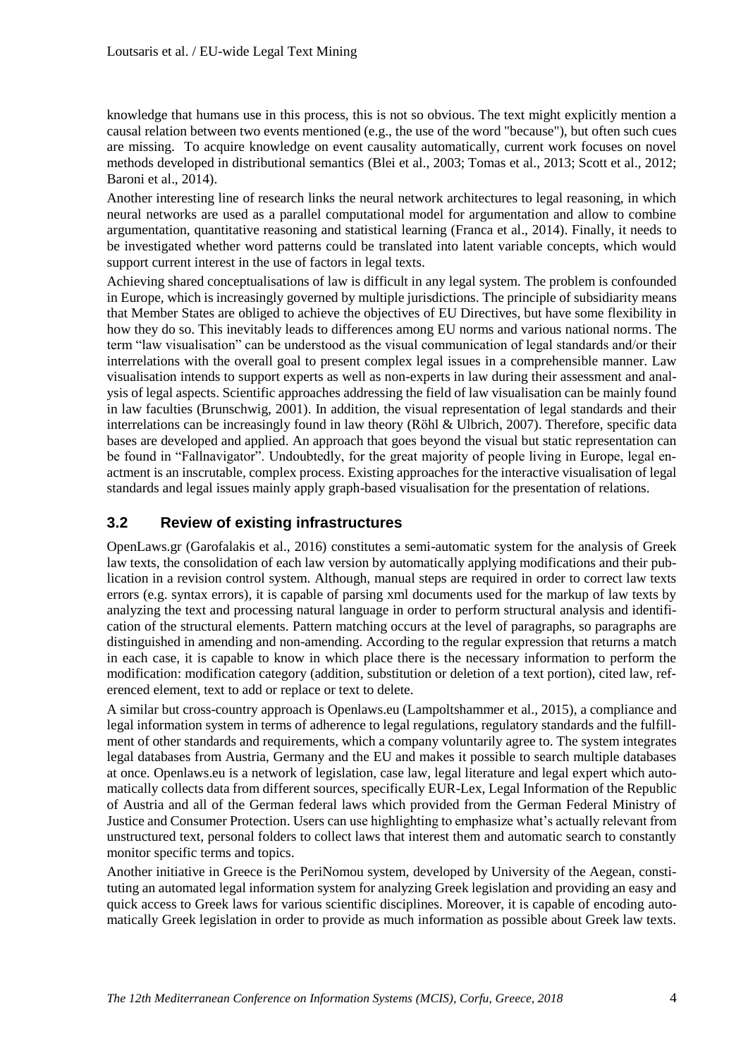knowledge that humans use in this process, this is not so obvious. The text might explicitly mention a causal relation between two events mentioned (e.g., the use of the word "because"), but often such cues are missing. To acquire knowledge on event causality automatically, current work focuses on novel methods developed in distributional semantics (Blei et al., 2003; Tomas et al., 2013; Scott et al., 2012; Baroni et al., 2014).

Another interesting line of research links the neural network architectures to legal reasoning, in which neural networks are used as a parallel computational model for argumentation and allow to combine argumentation, quantitative reasoning and statistical learning (Franca et al., 2014). Finally, it needs to be investigated whether word patterns could be translated into latent variable concepts, which would support current interest in the use of factors in legal texts.

Achieving shared conceptualisations of law is difficult in any legal system. The problem is confounded in Europe, which is increasingly governed by multiple jurisdictions. The principle of subsidiarity means that Member States are obliged to achieve the objectives of EU Directives, but have some flexibility in how they do so. This inevitably leads to differences among EU norms and various national norms. The term "law visualisation" can be understood as the visual communication of legal standards and/or their interrelations with the overall goal to present complex legal issues in a comprehensible manner. Law visualisation intends to support experts as well as non-experts in law during their assessment and analysis of legal aspects. Scientific approaches addressing the field of law visualisation can be mainly found in law faculties (Brunschwig, 2001). In addition, the visual representation of legal standards and their interrelations can be increasingly found in law theory (Röhl & Ulbrich, 2007). Therefore, specific data bases are developed and applied. An approach that goes beyond the visual but static representation can be found in "Fallnavigator". Undoubtedly, for the great majority of people living in Europe, legal enactment is an inscrutable, complex process. Existing approaches for the interactive visualisation of legal standards and legal issues mainly apply graph-based visualisation for the presentation of relations.

## 3.2 Review of existing infrastructures

OpenLaws.gr (Garofalakis et al., 2016) constitutes a semi-automatic system for the analysis of Greek law texts, the consolidation of each law version by automatically applying modifications and their publication in a revision control system. Although, manual steps are required in order to correct law texts errors (e.g. syntax errors), it is capable of parsing xml documents used for the markup of law texts by analyzing the text and processing natural language in order to perform structural analysis and identification of the structural elements. Pattern matching occurs at the level of paragraphs, so paragraphs are distinguished in amending and non-amending. According to the regular expression that returns a match in each case, it is capable to know in which place there is the necessary information to perform the modification: modification category (addition, substitution or deletion of a text portion), cited law, referenced element, text to add or replace or text to delete.

A similar but cross-country approach is Openlaws.eu (Lampoltshammer et al., 2015), a compliance and legal information system in terms of adherence to legal regulations, regulatory standards and the fulfillment of other standards and requirements, which a company voluntarily agree to. The system integrates legal databases from Austria, Germany and the EU and makes it possible to search multiple databases at once. Openlaws.eu is a network of legislation, case law, legal literature and legal expert which automatically collects data from different sources, specifically EUR-Lex, Legal Information of the Republic of Austria and all of the German federal laws which provided from the German Federal Ministry of Justice and Consumer Protection. Users can use highlighting to emphasize what's actually relevant from unstructured text, personal folders to collect laws that interest them and automatic search to constantly monitor specific terms and topics.

Another initiative in Greece is the PeriNomou system, developed by University of the Aegean, constituting an automated legal information system for analyzing Greek legislation and providing an easy and quick access to Greek laws for various scientific disciplines. Moreover, it is capable of encoding automatically Greek legislation in order to provide as much information as possible about Greek law texts.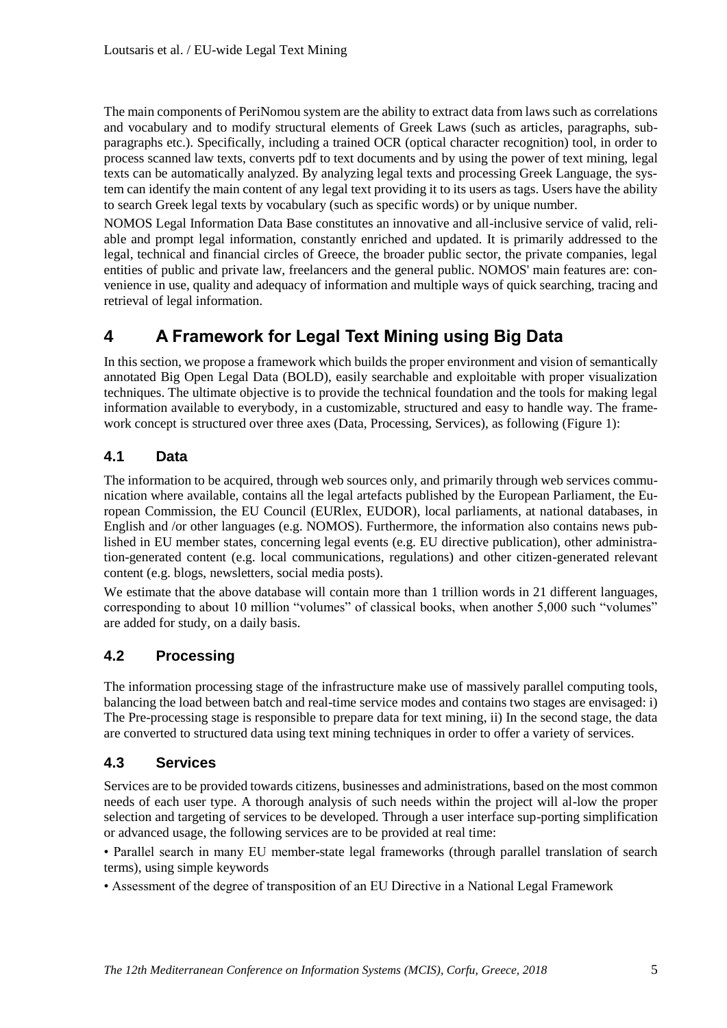The main components of PeriNomou system are the ability to extract data from laws such as correlations and vocabulary and to modify structural elements of Greek Laws (such as articles, paragraphs, sub-paragraphs etc.). Specifically, including a trained OCR (optical character recognition) tool, in order to process scanned law texts, converts pdf to text documents and by using the power of text mining, legal texts can be automatically analyzed. By analyzing legal texts and processing Greek Language, the system can identify the main content of any legal text providing it to its users as tags. Users have the ability to search Greek legal texts by vocabulary (such as specific words) or by unique number.

NOMOS Legal Information Data Base constitutes an innovative and all-inclusive service of valid, reliable and prompt legal information, constantly enriched and updated. It is primarily addressed to the legal, technical and financial circles of Greece, the broader public sector, the private companies, legal entities of public and private law, freelancers and the general public. NOMOS' main features are: convenience in use, quality and adequacy of information and multiple ways of quick searching, tracing and retrieval of legal information.

# 4 A Framework for Legal Text Mining using Big Data

In this section, we propose a framework which builds the proper environment and vision of semantically annotated Big Open Legal Data (BOLD), easily searchable and exploitable with proper visualization techniques. The ultimate objective is to provide the technical foundation and the tools for making legal information available to everybody, in a customizable, structured and easy to handle way. The framework concept is structured over three axes (Data, Processing, Services), as following (Figure 1):

## 4.1 Data

The information to be acquired, through web sources only, and primarily through web services communication where available, contains all the legal artefacts published by the European Parliament, the European Commission, the EU Council (EURlex, EUDOR), local parliaments, at national databases, in English and /or other languages (e.g. NOMOS). Furthermore, the information also contains news published in EU member states, concerning legal events (e.g. EU directive publication), other administration-generated content (e.g. local communications, regulations) and other citizen-generated relevant content (e.g. blogs, newsletters, social media posts).

We estimate that the above database will contain more than 1 trillion words in 21 different languages, corresponding to about 10 million "volumes" of classical books, when another 5,000 such "volumes" are added for study, on a daily basis.

## 4.2 Processing

The information processing stage of the infrastructure make use of massively parallel computing tools, balancing the load between batch and real-time service modes and contains two stages are envisaged: i) The Pre-processing stage is responsible to prepare data for text mining, ii) In the second stage, the data are converted to structured data using text mining techniques in order to offer a variety of services.

## 4.3 Services

Services are to be provided towards citizens, businesses and administrations, based on the most common needs of each user type. A thorough analysis of such needs within the project will al-low the proper selection and targeting of services to be developed. Through a user interface sup-porting simplification or advanced usage, the following services are to be provided at real time:

- Parallel search in many EU member-state legal frameworks (through parallel translation of search terms), using simple keywords
- Assessment of the degree of transposition of an EU Directive in a National Legal Framework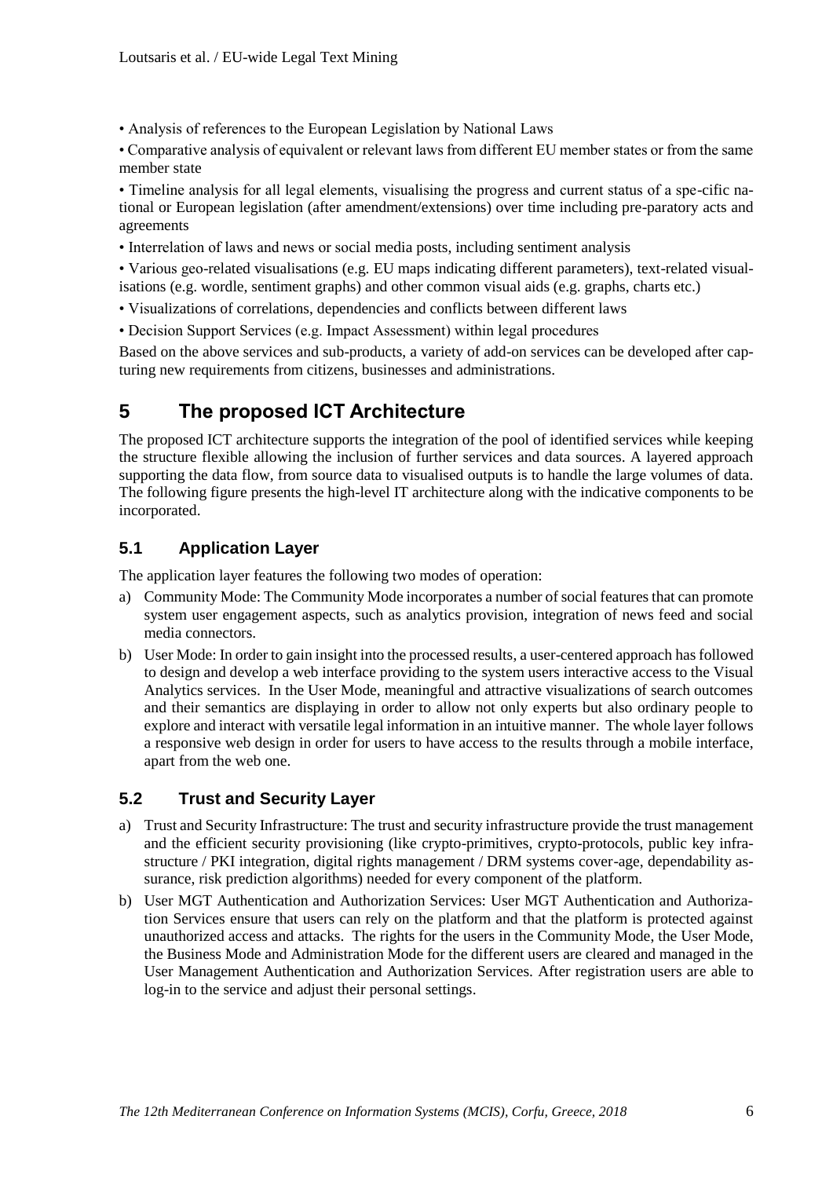• Analysis of references to the European Legislation by National Laws

• Comparative analysis of equivalent or relevant laws from different EU member states or from the same member state

• Timeline analysis for all legal elements, visualising the progress and current status of a spe-cific national or European legislation (after amendment/extensions) over time including pre-paratory acts and agreements

• Interrelation of laws and news or social media posts, including sentiment analysis

• Various geo-related visualisations (e.g. EU maps indicating different parameters), text-related visualisations (e.g. wordle, sentiment graphs) and other common visual aids (e.g. graphs, charts etc.)

• Visualizations of correlations, dependencies and conflicts between different laws

• Decision Support Services (e.g. Impact Assessment) within legal procedures

Based on the above services and sub-products, a variety of add-on services can be developed after capturing new requirements from citizens, businesses and administrations.

# 5 The proposed ICT Architecture

The proposed ICT architecture supports the integration of the pool of identified services while keeping the structure flexible allowing the inclusion of further services and data sources. A layered approach supporting the data flow, from source data to visualised outputs is to handle the large volumes of data. The following figure presents the high-level IT architecture along with the indicative components to be incorporated.

## 5.1 Application Layer

The application layer features the following two modes of operation:

a) Community Mode: The Community Mode incorporates a number of social features that can promote system user engagement aspects, such as analytics provision, integration of news feed and social media connectors.

b) User Mode: In order to gain insight into the processed results, a user-centered approach has followed to design and develop a web interface providing to the system users interactive access to the Visual Analytics services. In the User Mode, meaningful and attractive visualizations of search outcomes and their semantics are displaying in order to allow not only experts but also ordinary people to explore and interact with versatile legal information in an intuitive manner. The whole layer follows a responsive web design in order for users to have access to the results through a mobile interface, apart from the web one.

## 5.2 Trust and Security Layer

a) Trust and Security Infrastructure: The trust and security infrastructure provide the trust management and the efficient security provisioning (like crypto-primitives, crypto-protocols, public key infrastructure / PKI integration, digital rights management / DRM systems cover-age, dependability assurance, risk prediction algorithms) needed for every component of the platform.

b) User MGT Authentication and Authorization Services: User MGT Authentication and Authorization Services ensure that users can rely on the platform and that the platform is protected against unauthorized access and attacks. The rights for the users in the Community Mode, the User Mode, the Business Mode and Administration Mode for the different users are cleared and managed in the User Management Authentication and Authorization Services. After registration users are able to log-in to the service and adjust their personal settings.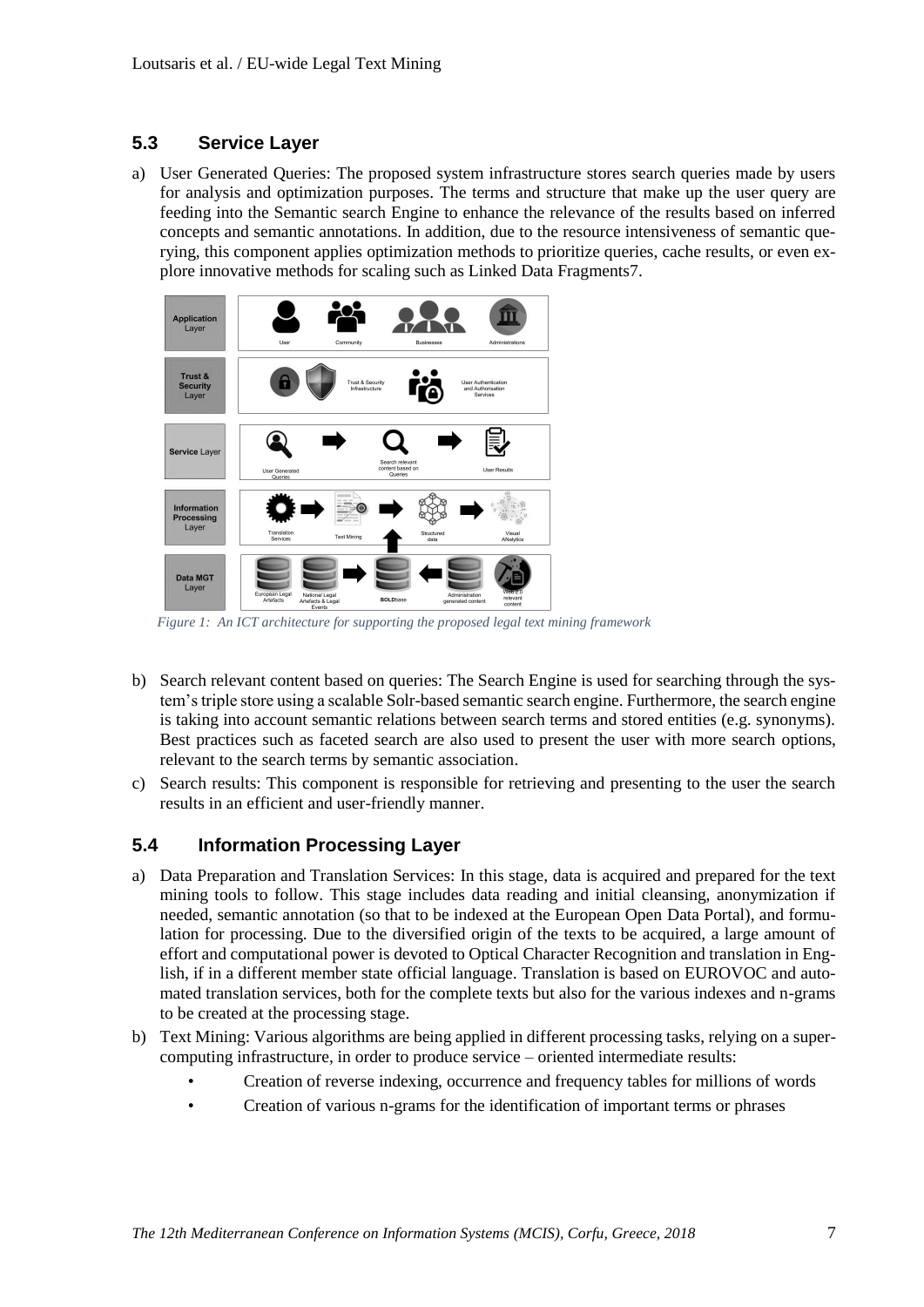## 5.3 Service Layer

a) User Generated Queries: The proposed system infrastructure stores search queries made by users for analysis and optimization purposes. The terms and structure that make up the user query are feeding into the Semantic search Engine to enhance the relevance of the results based on inferred concepts and semantic annotations. In addition, due to the resource intensiveness of semantic querying, this component applies optimization methods to prioritize queries, cache results, or even explore innovative methods for scaling such as Linked Data Fragments7.

*Figure 1: An ICT architecture for supporting the proposed legal text mining framework*

b) Search relevant content based on queries: The Search Engine is used for searching through the system's triple store using a scalable Solr-based semantic search engine. Furthermore, the search engine is taking into account semantic relations between search terms and stored entities (e.g. synonyms). Best practices such as faceted search are also used to present the user with more search options, relevant to the search terms by semantic association.

c) Search results: This component is responsible for retrieving and presenting to the user the search results in an efficient and user-friendly manner.

## 5.4 Information Processing Layer

a) Data Preparation and Translation Services: In this stage, data is acquired and prepared for the text mining tools to follow. This stage includes data reading and initial cleansing, anonymization if needed, semantic annotation (so that to be indexed at the European Open Data Portal), and formulation for processing. Due to the diversified origin of the texts to be acquired, a large amount of effort and computational power is devoted to Optical Character Recognition and translation in English, if in a different member state official language. Translation is based on EUROVOC and automated translation services, both for the complete texts but also for the various indexes and n-grams to be created at the processing stage.

b) Text Mining: Various algorithms are being applied in different processing tasks, relying on a supercomputing infrastructure, in order to produce service – oriented intermediate results:

- Creation of reverse indexing, occurrence and frequency tables for millions of words
- Creation of various n-grams for the identification of important terms or phrases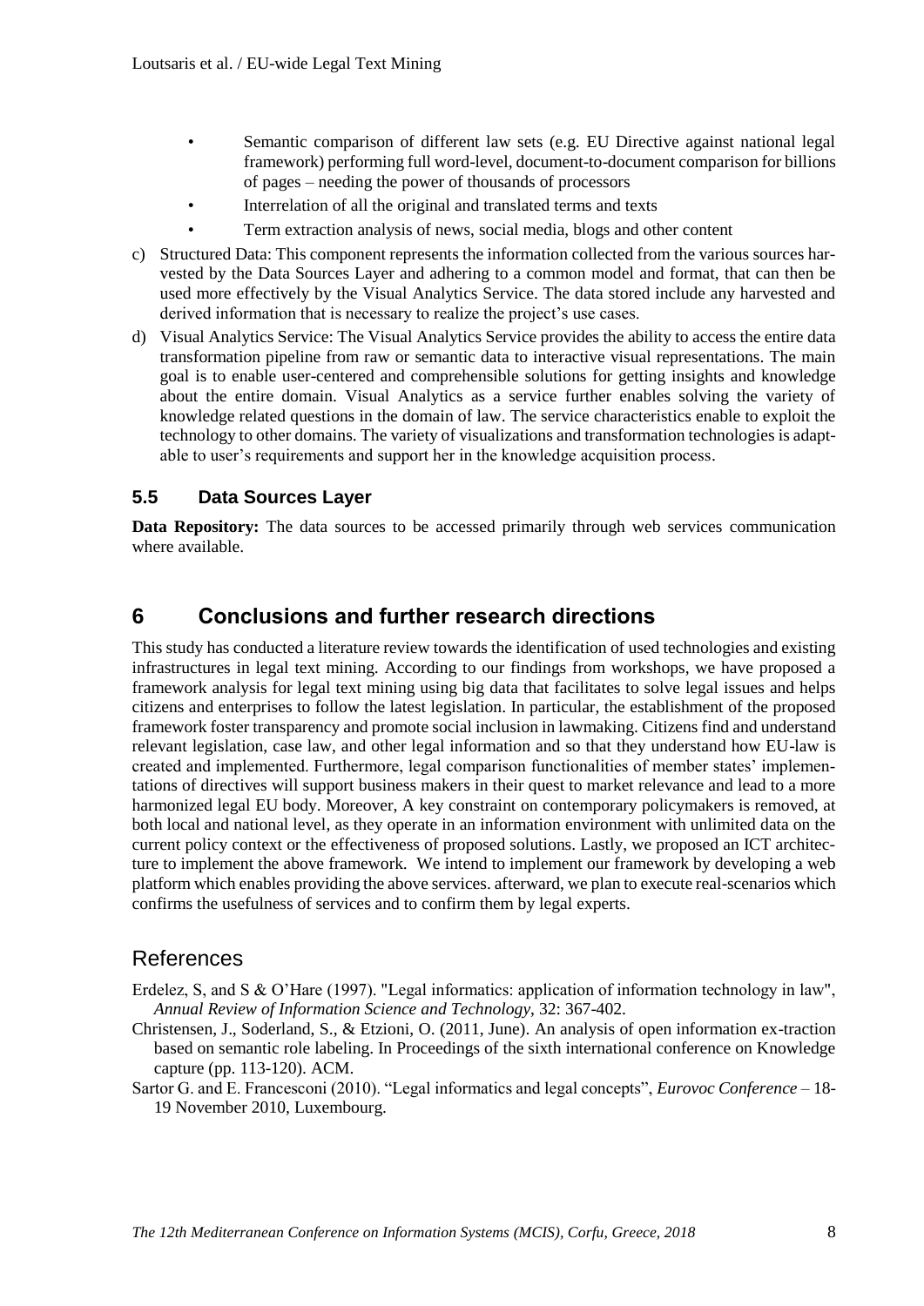- Semantic comparison of different law sets (e.g. EU Directive against national legal framework) performing full word-level, document-to-document comparison for billions of pages – needing the power of thousands of processors
- Interrelation of all the original and translated terms and texts
- Term extraction analysis of news, social media, blogs and other content

c) Structured Data: This component represents the information collected from the various sources harvested by the Data Sources Layer and adhering to a common model and format, that can then be used more effectively by the Visual Analytics Service. The data stored include any harvested and derived information that is necessary to realize the project's use cases.

d) Visual Analytics Service: The Visual Analytics Service provides the ability to access the entire data transformation pipeline from raw or semantic data to interactive visual representations. The main goal is to enable user-centered and comprehensible solutions for getting insights and knowledge about the entire domain. Visual Analytics as a service further enables solving the variety of knowledge related questions in the domain of law. The service characteristics enable to exploit the technology to other domains. The variety of visualizations and transformation technologies is adaptable to user's requirements and support her in the knowledge acquisition process.

### 5.5 Data Sources Layer

**Data Repository:** The data sources to be accessed primarily through web services communication where available.

## 6 Conclusions and further research directions

This study has conducted a literature review towards the identification of used technologies and existing infrastructures in legal text mining. According to our findings from workshops, we have proposed a framework analysis for legal text mining using big data that facilitates to solve legal issues and helps citizens and enterprises to follow the latest legislation. In particular, the establishment of the proposed framework foster transparency and promote social inclusion in lawmaking. Citizens find and understand relevant legislation, case law, and other legal information and so that they understand how EU-law is created and implemented. Furthermore, legal comparison functionalities of member states' implementations of directives will support business makers in their quest to market relevance and lead to a more harmonized legal EU body. Moreover, A key constraint on contemporary policymakers is removed, at both local and national level, as they operate in an information environment with unlimited data on the current policy context or the effectiveness of proposed solutions. Lastly, we proposed an ICT architecture to implement the above framework. We intend to implement our framework by developing a web platform which enables providing the above services. afterward, we plan to execute real-scenarios which confirms the usefulness of services and to confirm them by legal experts.

## References

Erdelez, S, and S & O'Hare (1997). "Legal informatics: application of information technology in law", *Annual Review of Information Science and Technology*, 32: 367-402.

Christensen, J., Soderland, S., & Etzioni, O. (2011, June). An analysis of open information ex-traction based on semantic role labeling. In Proceedings of the sixth international conference on Knowledge capture (pp. 113-120). ACM.

Sartor G. and E. Francesconi (2010). "Legal informatics and legal concepts", *Eurovoc Conference* – 18-19 November 2010, Luxembourg.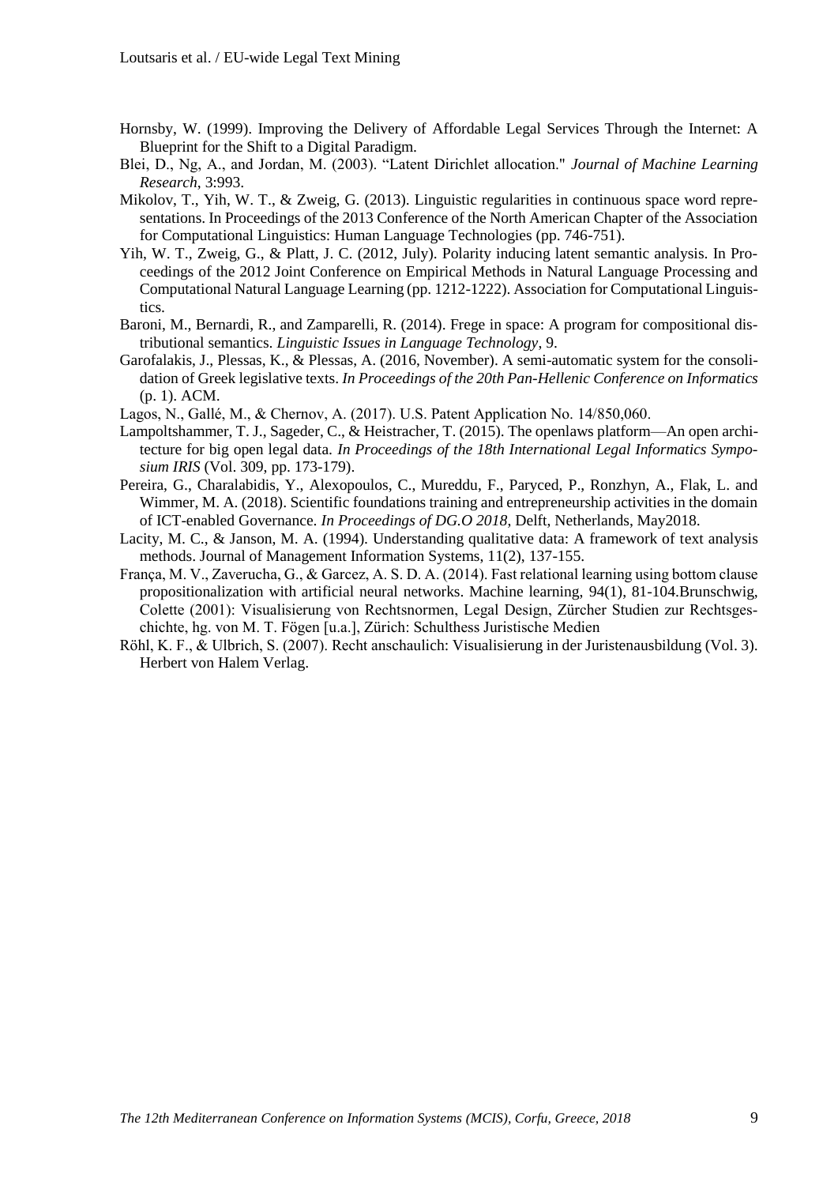Hornsby, W. (1999). Improving the Delivery of Affordable Legal Services Through the Internet: A Blueprint for the Shift to a Digital Paradigm.

Blei, D., Ng, A., and Jordan, M. (2003). "Latent Dirichlet allocation." *Journal of Machine Learning Research*, 3:993.

Mikolov, T., Yih, W. T., & Zweig, G. (2013). Linguistic regularities in continuous space word representations. In Proceedings of the 2013 Conference of the North American Chapter of the Association for Computational Linguistics: Human Language Technologies (pp. 746-751).

Yih, W. T., Zweig, G., & Platt, J. C. (2012, July). Polarity inducing latent semantic analysis. In Proceedings of the 2012 Joint Conference on Empirical Methods in Natural Language Processing and Computational Natural Language Learning (pp. 1212-1222). Association for Computational Linguistics.

Baroni, M., Bernardi, R., and Zamparelli, R. (2014). Frege in space: A program for compositional distributional semantics. *Linguistic Issues in Language Technology*, 9.

Garofalakis, J., Plessas, K., & Plessas, A. (2016, November). A semi-automatic system for the consolidation of Greek legislative texts. *In Proceedings of the 20th Pan-Hellenic Conference on Informatics* (p. 1). ACM.

Lagos, N., Gallé, M., & Chernov, A. (2017). U.S. Patent Application No. 14/850,060.

Lampoltshammer, T. J., Sageder, C., & Heistracher, T. (2015). The openlaws platform—An open architecture for big open legal data. *In Proceedings of the 18th International Legal Informatics Symposium IRIS* (Vol. 309, pp. 173-179).

Pereira, G., Charalabidis, Y., Alexopoulos, C., Mureddu, F., Paryced, P., Ronzhyn, A., Flak, L. and Wimmer, M. A. (2018). Scientific foundations training and entrepreneurship activities in the domain of ICT-enabled Governance. *In Proceedings of DG.O 2018*, Delft, Netherlands, May2018.

Lacity, M. C., & Janson, M. A. (1994). Understanding qualitative data: A framework of text analysis methods. Journal of Management Information Systems, 11(2), 137-155.

França, M. V., Zaverucha, G., & Garcez, A. S. D. A. (2014). Fast relational learning using bottom clause propositionalization with artificial neural networks. Machine learning, 94(1), 81-104.Brunschwig, Colette (2001): Visualisierung von Rechtsnormen, Legal Design, Zürcher Studien zur Rechtsgeschichte, hg. von M. T. Fögen [u.a.], Zürich: Schulthess Juristische Medien

Röhl, K. F., & Ulbrich, S. (2007). Recht anschaulich: Visualisierung in der Juristenausbildung (Vol. 3). Herbert von Halem Verlag.